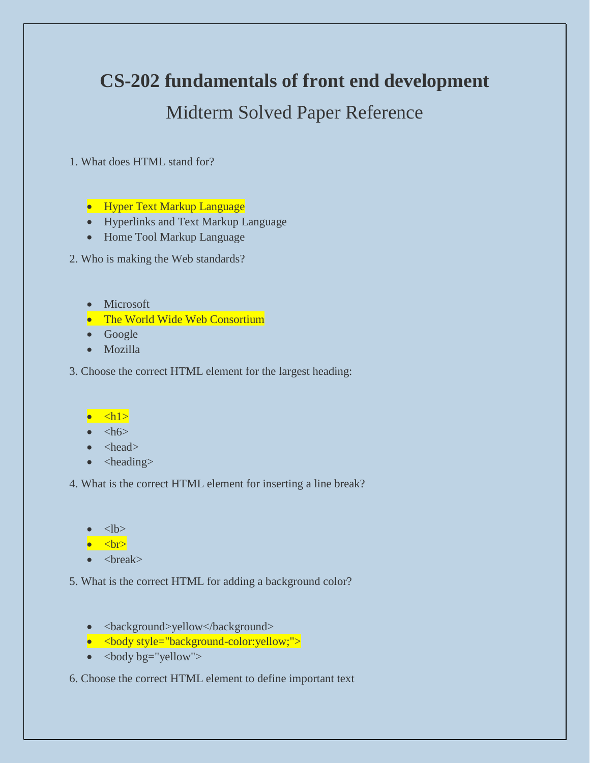# CS-202 fundamentals of front end development

## Midterm Solved Paper Reference

1. What does HTML stand for?

- ==Hyper Text Markup Language==
- Hyperlinks and Text Markup Language
- Home Tool Markup Language

2. Who is making the Web standards?

- Microsoft
- ==The World Wide Web Consortium==
- Google
- Mozilla

3. Choose the correct HTML element for the largest heading:

- ==<h1>==
- <h6>
- <head>
- <heading>

4. What is the correct HTML element for inserting a line break?

- <lb>
- ==<br>==
- <break>

5. What is the correct HTML for adding a background color?

- <background>yellow</background>
- ==<body style="background-color:yellow;">==
- <body bg="yellow">

6. Choose the correct HTML element to define important text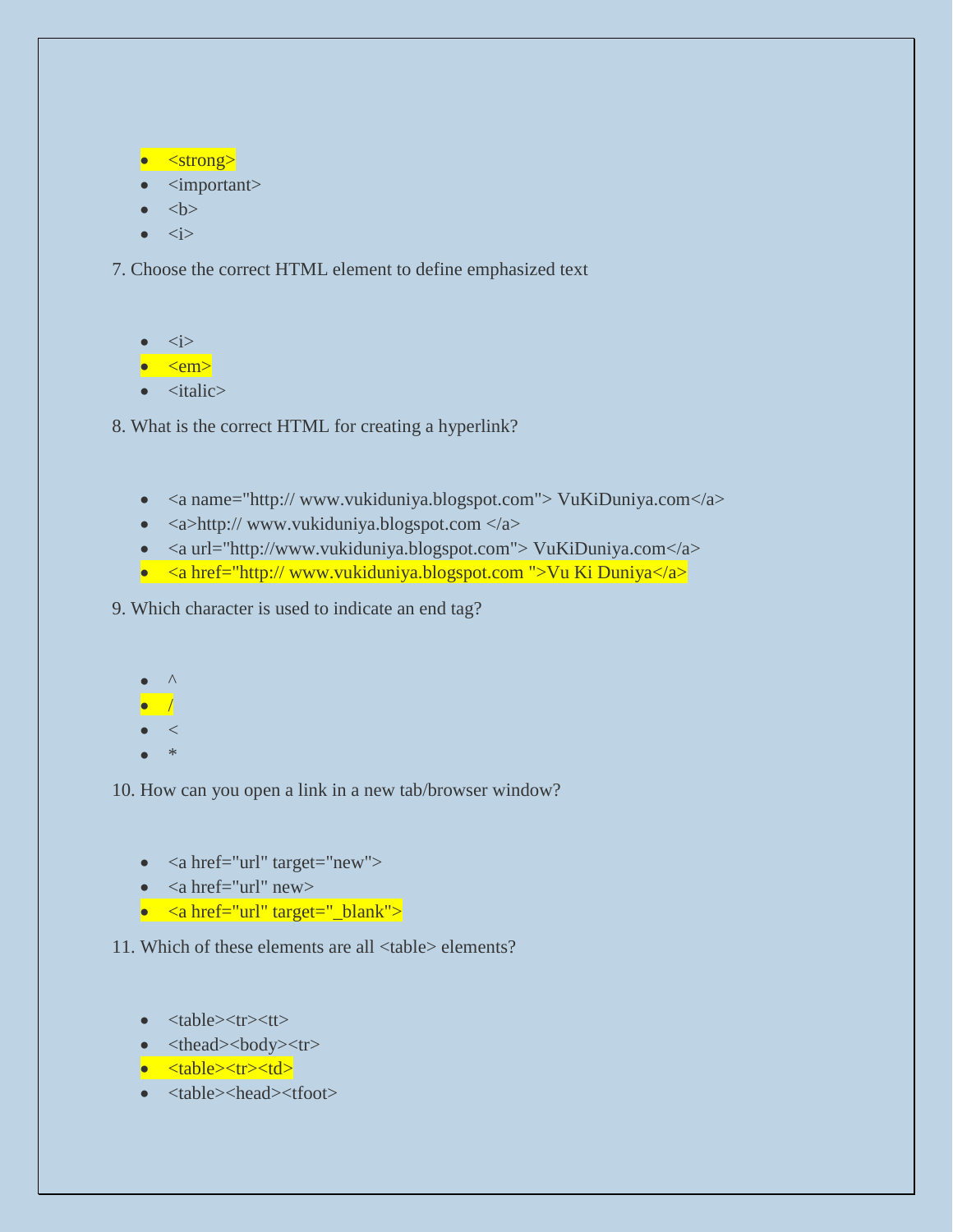- <strong>
- <important>
- <b>
- <i>

7. Choose the correct HTML element to define emphasized text

- <i>
- <em>
- <italic>

8. What is the correct HTML for creating a hyperlink?

- <a name="http:// www.vukiduniya.blogspot.com"> VuKiDuniya.com</a>
- <a>http:// www.vukiduniya.blogspot.com </a>
- <a url="http://www.vukiduniya.blogspot.com"> VuKiDuniya.com</a>
- <a href="http:// www.vukiduniya.blogspot.com ">Vu Ki Duniya</a>

9. Which character is used to indicate an end tag?

- ^
- /
- <
- *

10. How can you open a link in a new tab/browser window?

- <a href="url" target="new">
- <a href="url" new>
- <a href="url" target="_blank">

11. Which of these elements are all <table> elements?

- <table><tr><tt>
- <thead><body><tr>
- <table><tr><td>
- <table><head><tfoot>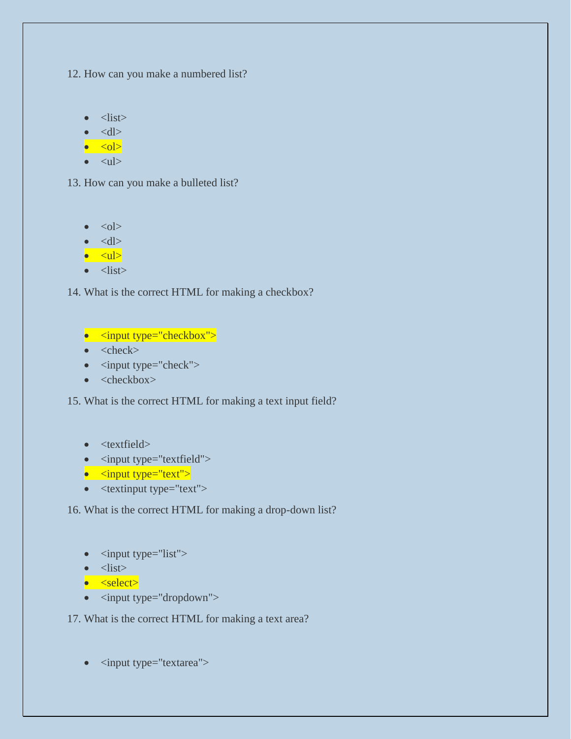12. How can you make a numbered list?

- <list>
- <dl>
- ==<ol>==
- <ul>

13. How can you make a bulleted list?

- <ol>
- <dl>
- ==<ul>==
- <list>

14. What is the correct HTML for making a checkbox?

- ==<input type="checkbox">==
- <check>
- <input type="check">
- <checkbox>

15. What is the correct HTML for making a text input field?

- <textfield>
- <input type="textfield">
- ==<input type="text">==
- <textinput type="text">

16. What is the correct HTML for making a drop-down list?

- <input type="list">
- <list>
- ==<select>==
- <input type="dropdown">

17. What is the correct HTML for making a text area?

- <input type="textarea">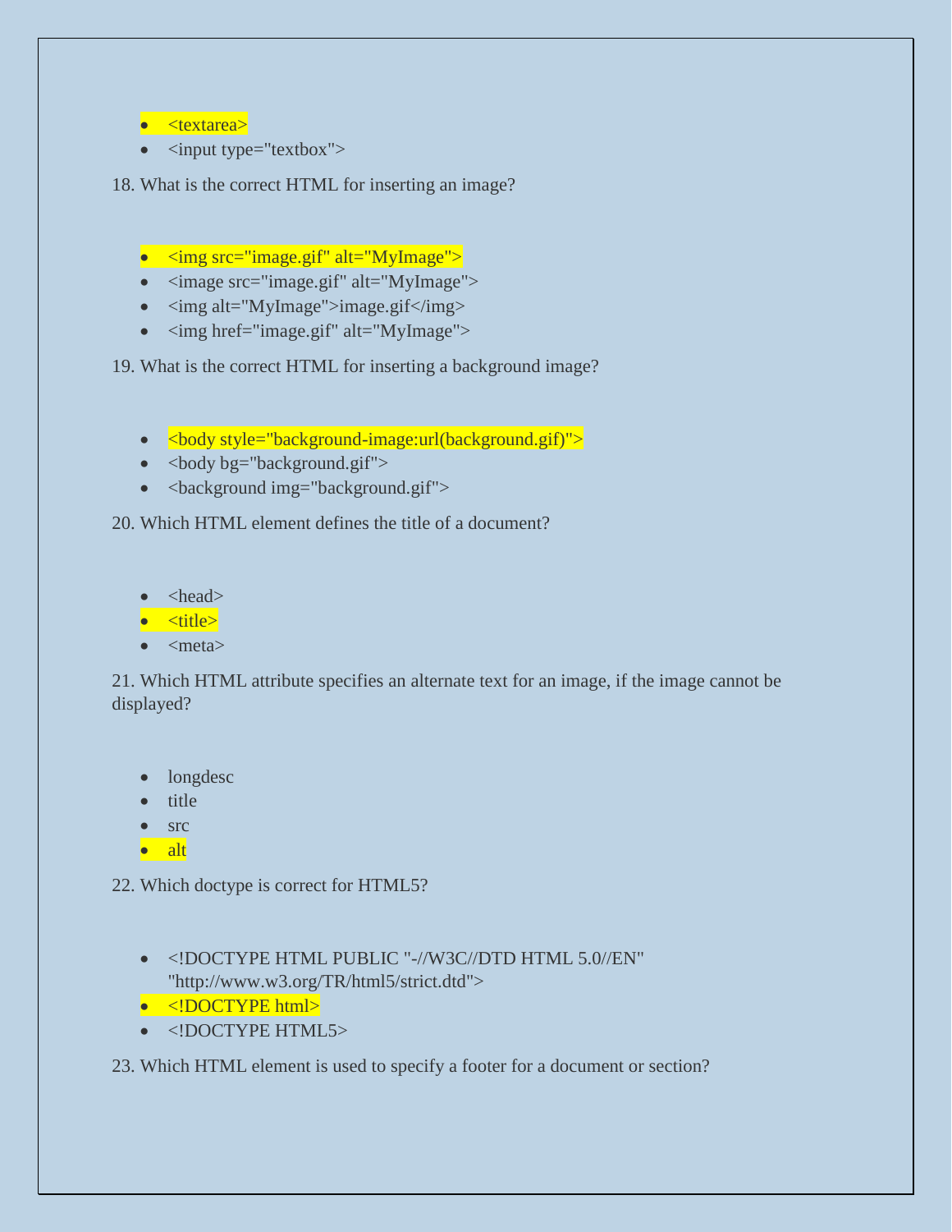- <textarea>
- <input type="textbox">

18. What is the correct HTML for inserting an image?

- <img src="image.gif" alt="MyImage">
- <image src="image.gif" alt="MyImage">
- <img alt="MyImage">image.gif</img>
- <img href="image.gif" alt="MyImage">

19. What is the correct HTML for inserting a background image?

- <body style="background-image:url(background.gif)">
- <body bg="background.gif">
- <background img="background.gif">

20. Which HTML element defines the title of a document?

- <head>
- <title>
- <meta>

21. Which HTML attribute specifies an alternate text for an image, if the image cannot be displayed?

- longdesc
- title
- src
- alt

22. Which doctype is correct for HTML5?

- <!DOCTYPE HTML PUBLIC "-//W3C//DTD HTML 5.0//EN" "http://www.w3.org/TR/html5/strict.dtd">
- <!DOCTYPE html>
- <!DOCTYPE HTML5>

23. Which HTML element is used to specify a footer for a document or section?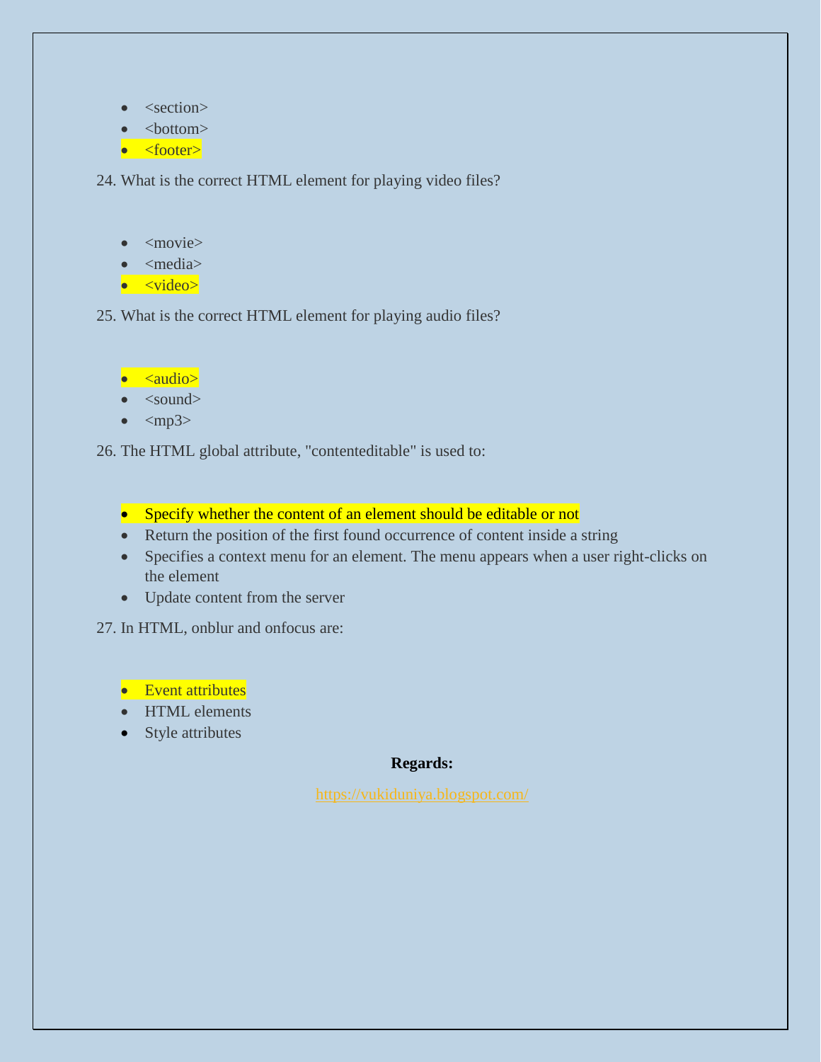- <section>
- <bottom>
- <footer>

24. What is the correct HTML element for playing video files?

- <movie>
- <media>
- <video>

25. What is the correct HTML element for playing audio files?

- <audio>
- <sound>
- <mp3>

26. The HTML global attribute, "contenteditable" is used to:

- Specify whether the content of an element should be editable or not
- Return the position of the first found occurrence of content inside a string
- Specifies a context menu for an element. The menu appears when a user right-clicks on the element
- Update content from the server

27. In HTML, onblur and onfocus are:

- Event attributes
- HTML elements
- Style attributes

**Regards:**

https://vukiduniya.blogspot.com/